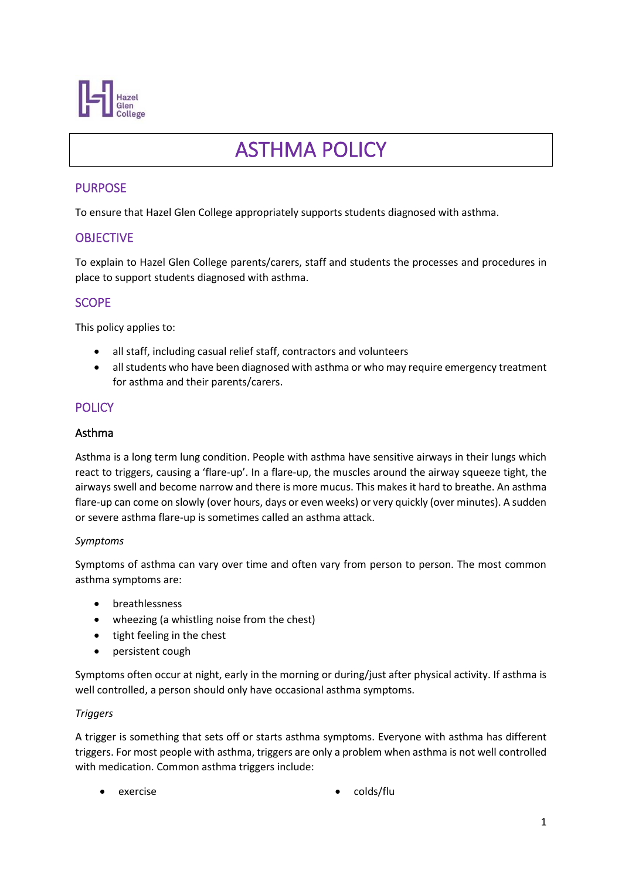Hazel Glen College

# ASTHMA POLICY

## PURPOSE

To ensure that Hazel Glen College appropriately supports students diagnosed with asthma.

## OBJECTIVE

To explain to Hazel Glen College parents/carers, staff and students the processes and procedures in place to support students diagnosed with asthma.

## SCOPE

This policy applies to:

- all staff, including casual relief staff, contractors and volunteers
- all students who have been diagnosed with asthma or who may require emergency treatment for asthma and their parents/carers.

## POLICY

### Asthma

Asthma is a long term lung condition. People with asthma have sensitive airways in their lungs which react to triggers, causing a 'flare-up'. In a flare-up, the muscles around the airway squeeze tight, the airways swell and become narrow and there is more mucus. This makes it hard to breathe. An asthma flare-up can come on slowly (over hours, days or even weeks) or very quickly (over minutes). A sudden or severe asthma flare-up is sometimes called an asthma attack.

*Symptoms*

Symptoms of asthma can vary over time and often vary from person to person. The most common asthma symptoms are:

- breathlessness
- wheezing (a whistling noise from the chest)
- tight feeling in the chest
- persistent cough

Symptoms often occur at night, early in the morning or during/just after physical activity. If asthma is well controlled, a person should only have occasional asthma symptoms.

*Triggers*

A trigger is something that sets off or starts asthma symptoms. Everyone with asthma has different triggers. For most people with asthma, triggers are only a problem when asthma is not well controlled with medication. Common asthma triggers include:

- exercise
- colds/flu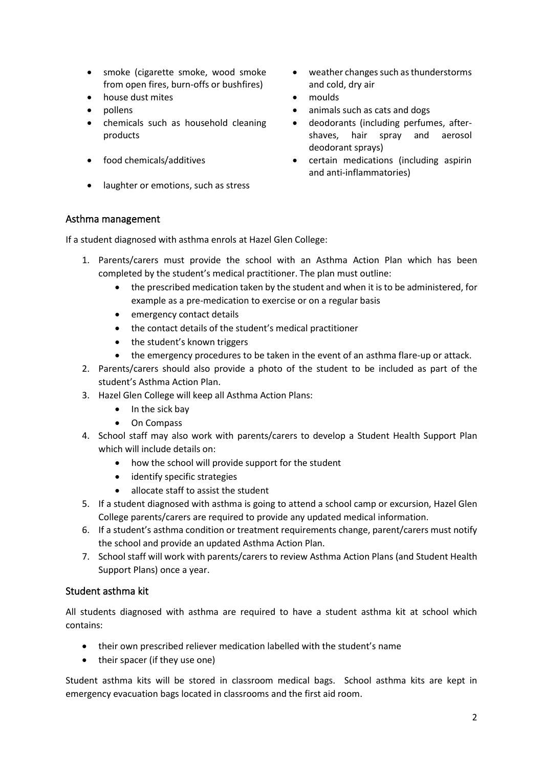- smoke (cigarette smoke, wood smoke from open fires, burn-offs or bushfires)
- house dust mites
- pollens
- chemicals such as household cleaning products
- food chemicals/additives
- laughter or emotions, such as stress
- weather changes such as thunderstorms and cold, dry air
- moulds
- animals such as cats and dogs
- deodorants (including perfumes, after-shaves, hair spray and aerosol deodorant sprays)
- certain medications (including aspirin and anti-inflammatories)

## Asthma management

If a student diagnosed with asthma enrols at Hazel Glen College:

1. Parents/carers must provide the school with an Asthma Action Plan which has been completed by the student's medical practitioner. The plan must outline:
   - the prescribed medication taken by the student and when it is to be administered, for example as a pre-medication to exercise or on a regular basis
   - emergency contact details
   - the contact details of the student's medical practitioner
   - the student's known triggers
   - the emergency procedures to be taken in the event of an asthma flare-up or attack.
2. Parents/carers should also provide a photo of the student to be included as part of the student's Asthma Action Plan.
3. Hazel Glen College will keep all Asthma Action Plans:
   - In the sick bay
   - On Compass
4. School staff may also work with parents/carers to develop a Student Health Support Plan which will include details on:
   - how the school will provide support for the student
   - identify specific strategies
   - allocate staff to assist the student
5. If a student diagnosed with asthma is going to attend a school camp or excursion, Hazel Glen College parents/carers are required to provide any updated medical information.
6. If a student's asthma condition or treatment requirements change, parent/carers must notify the school and provide an updated Asthma Action Plan.
7. School staff will work with parents/carers to review Asthma Action Plans (and Student Health Support Plans) once a year.

## Student asthma kit

All students diagnosed with asthma are required to have a student asthma kit at school which contains:

- their own prescribed reliever medication labelled with the student's name
- their spacer (if they use one)

Student asthma kits will be stored in classroom medical bags. School asthma kits are kept in emergency evacuation bags located in classrooms and the first aid room.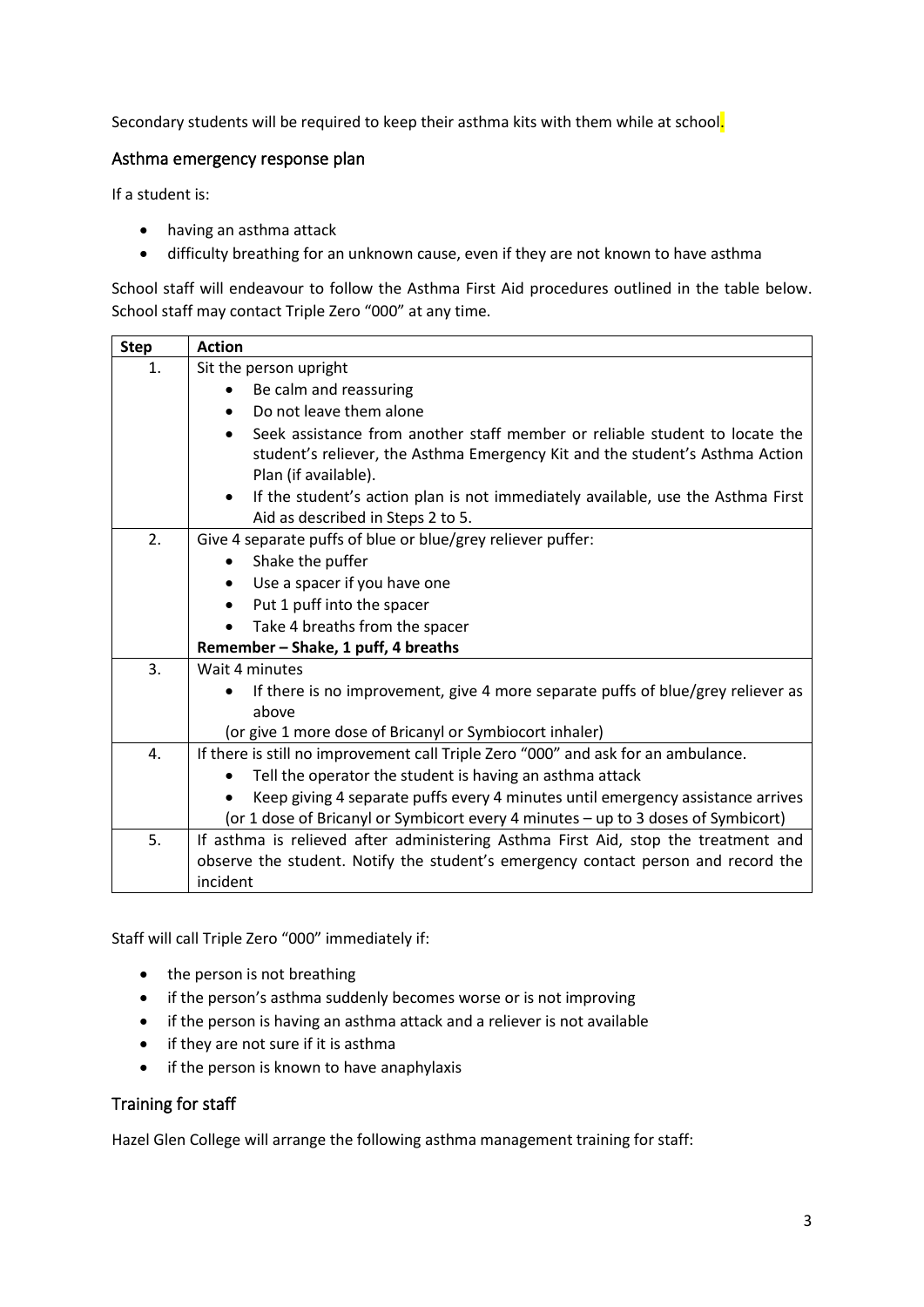Secondary students will be required to keep their asthma kits with them while at school.

## Asthma emergency response plan

If a student is:

- having an asthma attack
- difficulty breathing for an unknown cause, even if they are not known to have asthma

School staff will endeavour to follow the Asthma First Aid procedures outlined in the table below. School staff may contact Triple Zero "000" at any time.

| Step | Action |
|---|---|
| 1. | Sit the person upright<br>• Be calm and reassuring<br>• Do not leave them alone<br>• Seek assistance from another staff member or reliable student to locate the student's reliever, the Asthma Emergency Kit and the student's Asthma Action Plan (if available).<br>• If the student's action plan is not immediately available, use the Asthma First Aid as described in Steps 2 to 5. |
| 2. | Give 4 separate puffs of blue or blue/grey reliever puffer:<br>• Shake the puffer<br>• Use a spacer if you have one<br>• Put 1 puff into the spacer<br>• Take 4 breaths from the spacer<br>**Remember – Shake, 1 puff, 4 breaths** |
| 3. | Wait 4 minutes<br>• If there is no improvement, give 4 more separate puffs of blue/grey reliever as above<br>(or give 1 more dose of Bricanyl or Symbiocort inhaler) |
| 4. | If there is still no improvement call Triple Zero "000" and ask for an ambulance.<br>• Tell the operator the student is having an asthma attack<br>• Keep giving 4 separate puffs every 4 minutes until emergency assistance arrives<br>(or 1 dose of Bricanyl or Symbicort every 4 minutes – up to 3 doses of Symbicort) |
| 5. | If asthma is relieved after administering Asthma First Aid, stop the treatment and observe the student. Notify the student's emergency contact person and record the incident |

Staff will call Triple Zero "000" immediately if:

- the person is not breathing
- if the person's asthma suddenly becomes worse or is not improving
- if the person is having an asthma attack and a reliever is not available
- if they are not sure if it is asthma
- if the person is known to have anaphylaxis

## Training for staff

Hazel Glen College will arrange the following asthma management training for staff: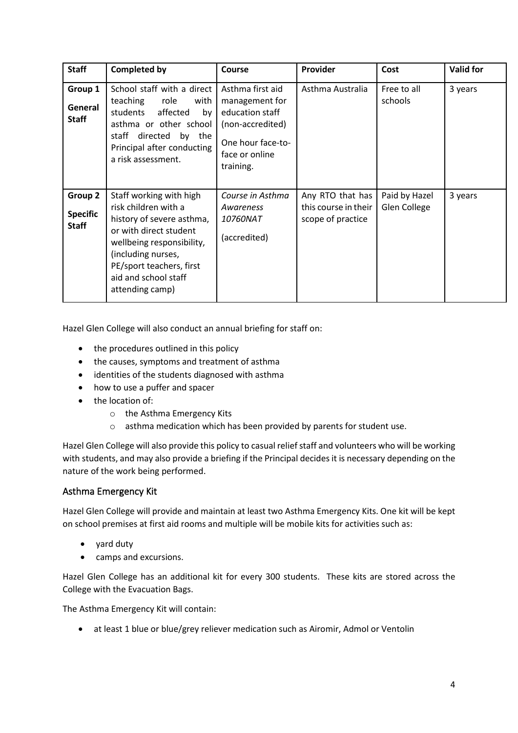| Staff | Completed by | Course | Provider | Cost | Valid for |
|---|---|---|---|---|---|
| **Group 1**<br><br>**General Staff** | School staff with a direct teaching role with students affected by asthma or other school staff directed by the Principal after conducting a risk assessment. | Asthma first aid management for education staff (non-accredited)<br><br>One hour face-to-face or online training. | Asthma Australia | Free to all schools | 3 years |
| **Group 2**<br><br>**Specific Staff** | Staff working with high risk children with a history of severe asthma, or with direct student wellbeing responsibility, (including nurses, PE/sport teachers, first aid and school staff attending camp) | *Course in Asthma Awareness 10760NAT*<br><br>(accredited) | Any RTO that has this course in their scope of practice | Paid by Hazel Glen College | 3 years |

Hazel Glen College will also conduct an annual briefing for staff on:

- the procedures outlined in this policy
- the causes, symptoms and treatment of asthma
- identities of the students diagnosed with asthma
- how to use a puffer and spacer
- the location of:
    - the Asthma Emergency Kits
    - asthma medication which has been provided by parents for student use.

Hazel Glen College will also provide this policy to casual relief staff and volunteers who will be working with students, and may also provide a briefing if the Principal decides it is necessary depending on the nature of the work being performed.

## Asthma Emergency Kit

Hazel Glen College will provide and maintain at least two Asthma Emergency Kits. One kit will be kept on school premises at first aid rooms and multiple will be mobile kits for activities such as:

- yard duty
- camps and excursions.

Hazel Glen College has an additional kit for every 300 students. These kits are stored across the College with the Evacuation Bags.

The Asthma Emergency Kit will contain:

- at least 1 blue or blue/grey reliever medication such as Airomir, Admol or Ventolin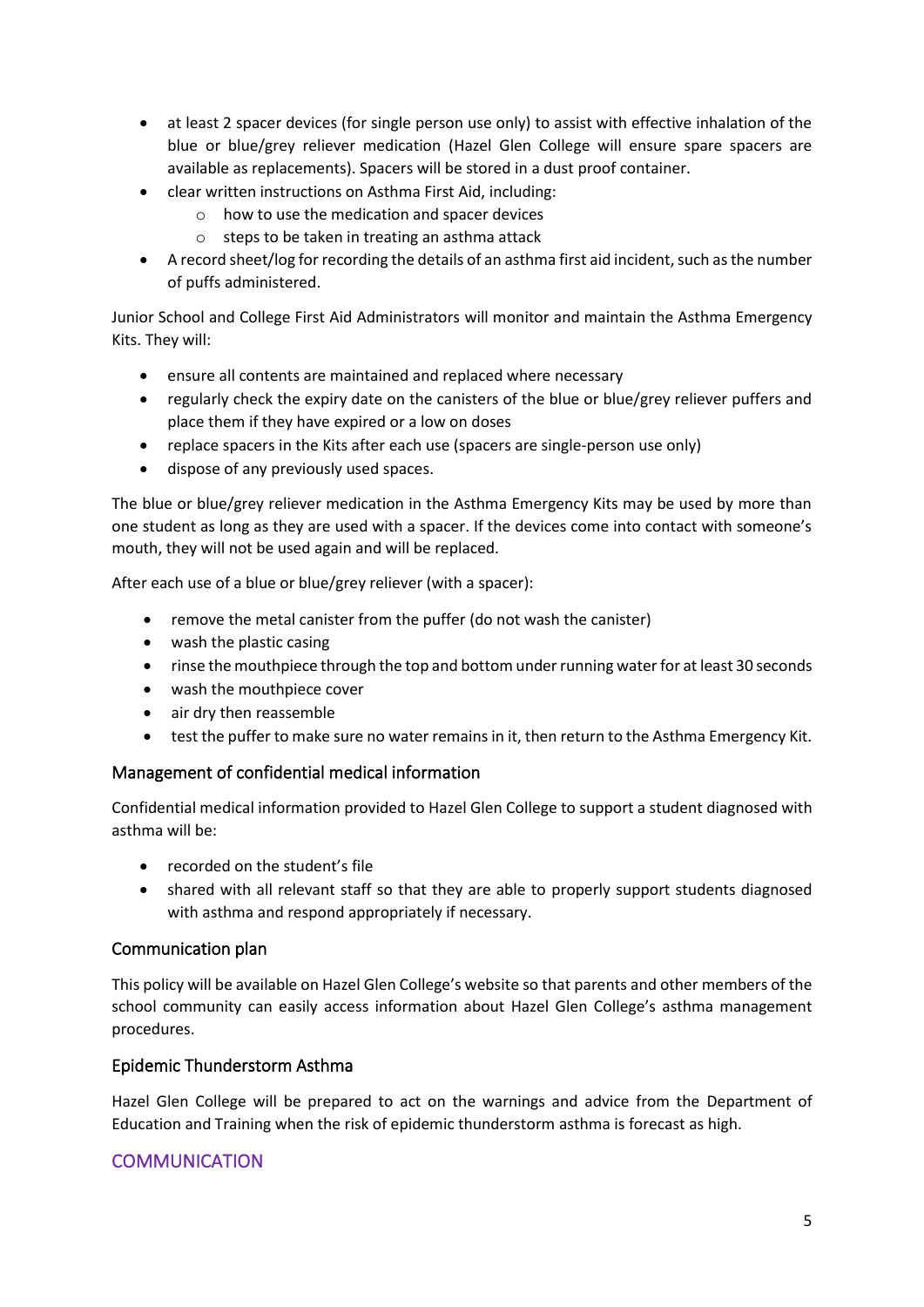- at least 2 spacer devices (for single person use only) to assist with effective inhalation of the blue or blue/grey reliever medication (Hazel Glen College will ensure spare spacers are available as replacements). Spacers will be stored in a dust proof container.
- clear written instructions on Asthma First Aid, including:
  - how to use the medication and spacer devices
  - steps to be taken in treating an asthma attack
- A record sheet/log for recording the details of an asthma first aid incident, such as the number of puffs administered.

Junior School and College First Aid Administrators will monitor and maintain the Asthma Emergency Kits. They will:

- ensure all contents are maintained and replaced where necessary
- regularly check the expiry date on the canisters of the blue or blue/grey reliever puffers and place them if they have expired or a low on doses
- replace spacers in the Kits after each use (spacers are single-person use only)
- dispose of any previously used spaces.

The blue or blue/grey reliever medication in the Asthma Emergency Kits may be used by more than one student as long as they are used with a spacer. If the devices come into contact with someone's mouth, they will not be used again and will be replaced.

After each use of a blue or blue/grey reliever (with a spacer):

- remove the metal canister from the puffer (do not wash the canister)
- wash the plastic casing
- rinse the mouthpiece through the top and bottom under running water for at least 30 seconds
- wash the mouthpiece cover
- air dry then reassemble
- test the puffer to make sure no water remains in it, then return to the Asthma Emergency Kit.

### Management of confidential medical information

Confidential medical information provided to Hazel Glen College to support a student diagnosed with asthma will be:

- recorded on the student's file
- shared with all relevant staff so that they are able to properly support students diagnosed with asthma and respond appropriately if necessary.

### Communication plan

This policy will be available on Hazel Glen College's website so that parents and other members of the school community can easily access information about Hazel Glen College's asthma management procedures.

### Epidemic Thunderstorm Asthma

Hazel Glen College will be prepared to act on the warnings and advice from the Department of Education and Training when the risk of epidemic thunderstorm asthma is forecast as high.

## COMMUNICATION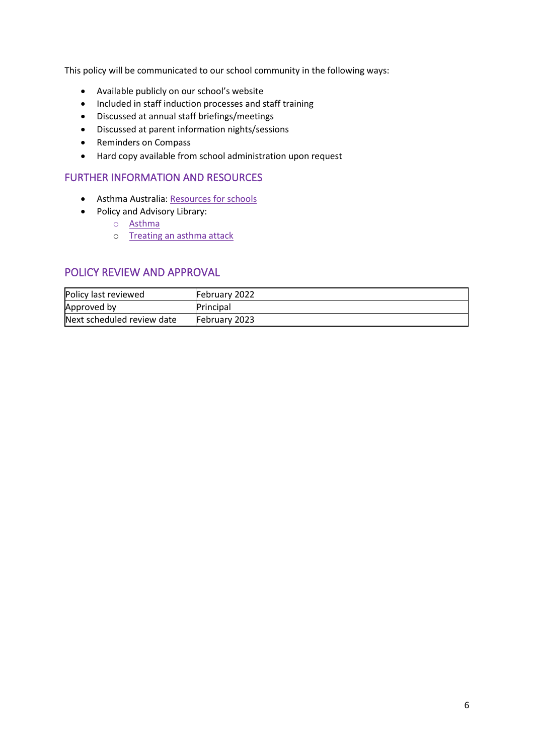This policy will be communicated to our school community in the following ways:

- Available publicly on our school's website
- Included in staff induction processes and staff training
- Discussed at annual staff briefings/meetings
- Discussed at parent information nights/sessions
- Reminders on Compass
- Hard copy available from school administration upon request

## FURTHER INFORMATION AND RESOURCES

- Asthma Australia: Resources for schools
- Policy and Advisory Library:
  - Asthma
  - Treating an asthma attack

## POLICY REVIEW AND APPROVAL

| | |
|---|---|
| Policy last reviewed | February 2022 |
| Approved by | Principal |
| Next scheduled review date | February 2023 |